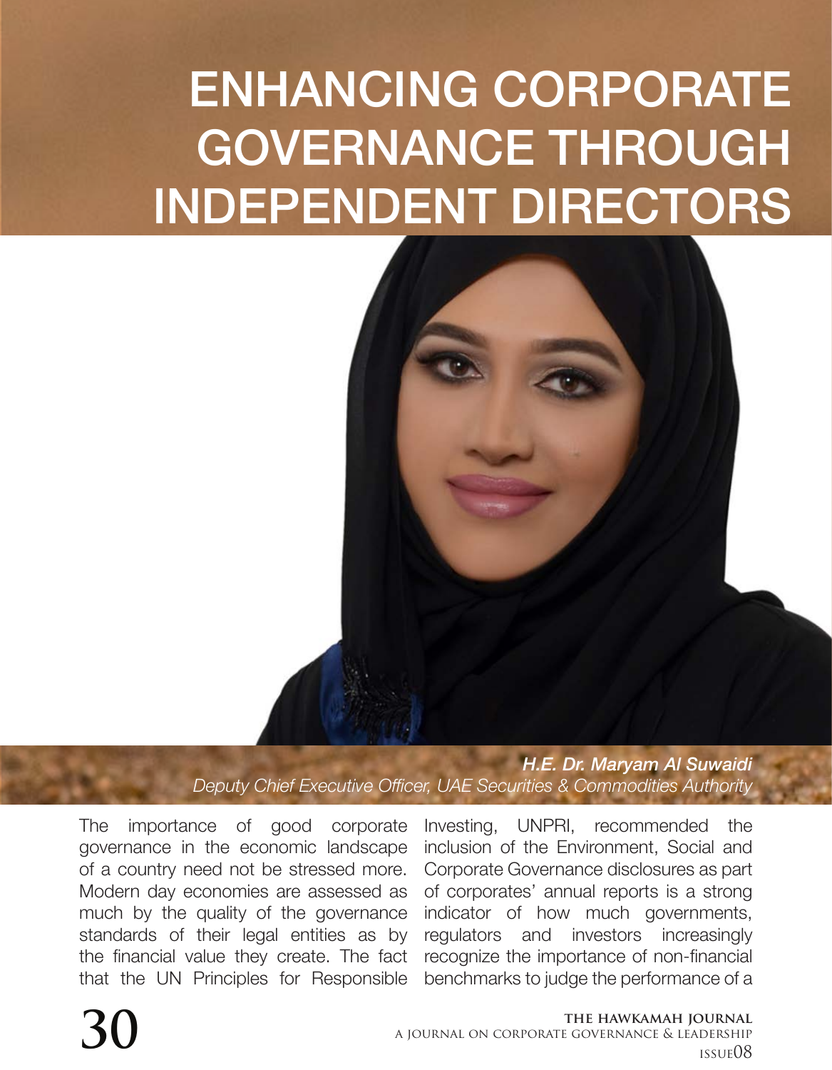# ENHANCING CORPORATE GOVERNANCE THROUGH INDEPENDENT DIRECTORS

***H.E. Dr. Maryam Al Suwaidi***
*Deputy Chief Executive Officer, UAE Securities & Commodities Authority*

The importance of good corporate governance in the economic landscape of a country need not be stressed more. Modern day economies are assessed as much by the quality of the governance standards of their legal entities as by the financial value they create. The fact that the UN Principles for Responsible Investing, UNPRI, recommended the inclusion of the Environment, Social and Corporate Governance disclosures as part of corporates' annual reports is a strong indicator of how much governments, regulators and investors increasingly recognize the importance of non-financial benchmarks to judge the performance of a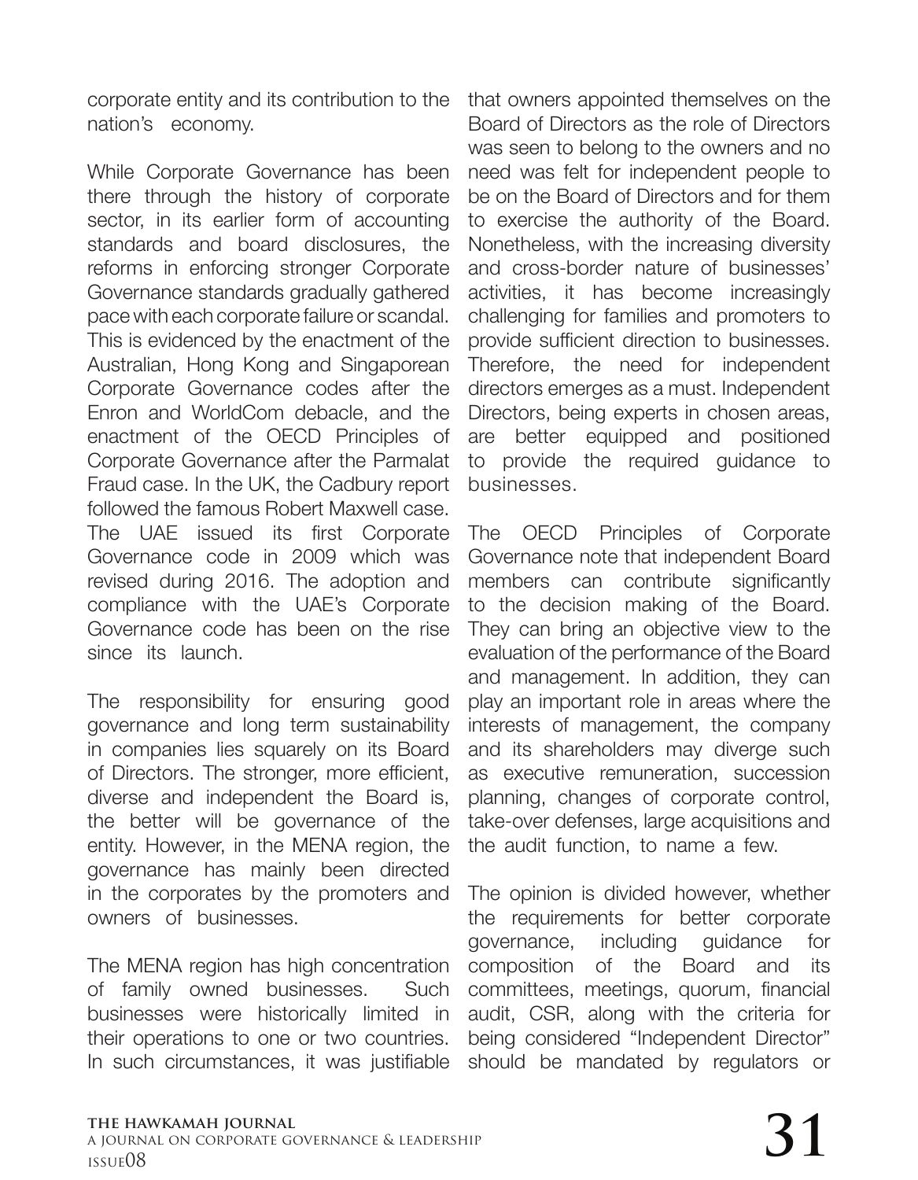corporate entity and its contribution to the nation's economy.

While Corporate Governance has been there through the history of corporate sector, in its earlier form of accounting standards and board disclosures, the reforms in enforcing stronger Corporate Governance standards gradually gathered pace with each corporate failure or scandal. This is evidenced by the enactment of the Australian, Hong Kong and Singaporean Corporate Governance codes after the Enron and WorldCom debacle, and the enactment of the OECD Principles of Corporate Governance after the Parmalat Fraud case. In the UK, the Cadbury report followed the famous Robert Maxwell case. The UAE issued its first Corporate Governance code in 2009 which was revised during 2016. The adoption and compliance with the UAE's Corporate Governance code has been on the rise since its launch.

The responsibility for ensuring good governance and long term sustainability in companies lies squarely on its Board of Directors. The stronger, more efficient, diverse and independent the Board is, the better will be governance of the entity. However, in the MENA region, the governance has mainly been directed in the corporates by the promoters and owners of businesses.

The MENA region has high concentration of family owned businesses. Such businesses were historically limited in their operations to one or two countries. In such circumstances, it was justifiable that owners appointed themselves on the Board of Directors as the role of Directors was seen to belong to the owners and no need was felt for independent people to be on the Board of Directors and for them to exercise the authority of the Board. Nonetheless, with the increasing diversity and cross-border nature of businesses' activities, it has become increasingly challenging for families and promoters to provide sufficient direction to businesses. Therefore, the need for independent directors emerges as a must. Independent Directors, being experts in chosen areas, are better equipped and positioned to provide the required guidance to businesses.

The OECD Principles of Corporate Governance note that independent Board members can contribute significantly to the decision making of the Board. They can bring an objective view to the evaluation of the performance of the Board and management. In addition, they can play an important role in areas where the interests of management, the company and its shareholders may diverge such as executive remuneration, succession planning, changes of corporate control, take-over defenses, large acquisitions and the audit function, to name a few.

The opinion is divided however, whether the requirements for better corporate governance, including guidance for composition of the Board and its committees, meetings, quorum, financial audit, CSR, along with the criteria for being considered "Independent Director" should be mandated by regulators or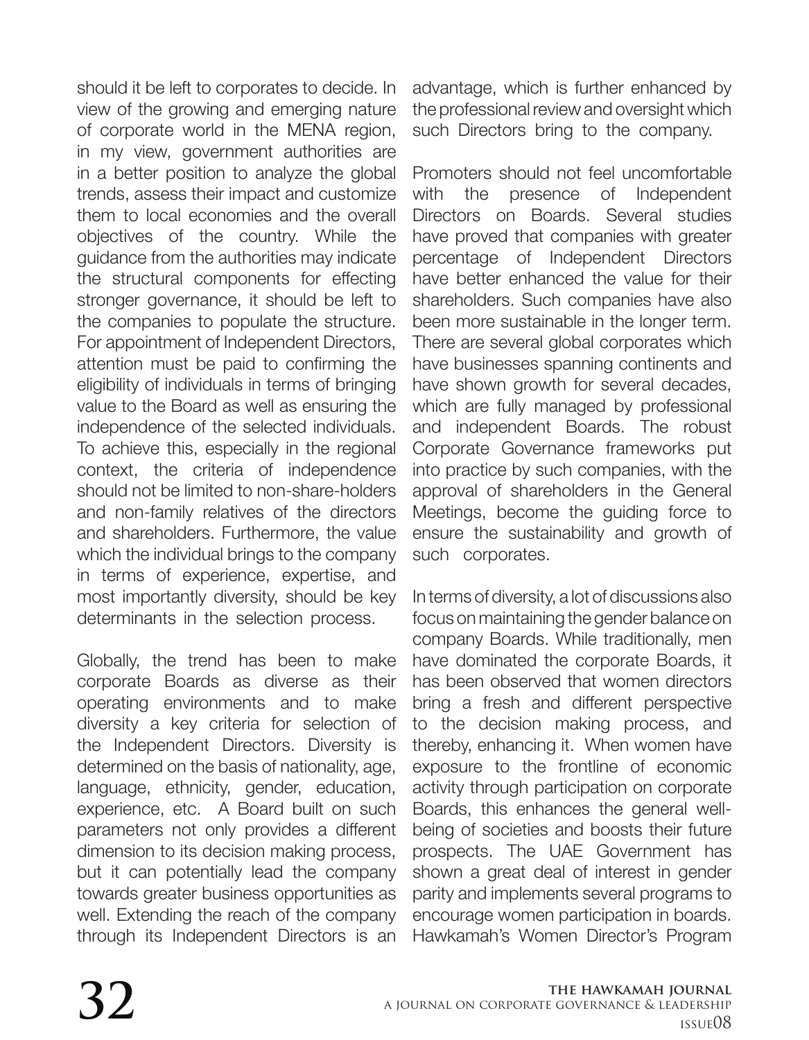should it be left to corporates to decide. In view of the growing and emerging nature of corporate world in the MENA region, in my view, government authorities are in a better position to analyze the global trends, assess their impact and customize them to local economies and the overall objectives of the country. While the guidance from the authorities may indicate the structural components for effecting stronger governance, it should be left to the companies to populate the structure. For appointment of Independent Directors, attention must be paid to confirming the eligibility of individuals in terms of bringing value to the Board as well as ensuring the independence of the selected individuals. To achieve this, especially in the regional context, the criteria of independence should not be limited to non-share-holders and non-family relatives of the directors and shareholders. Furthermore, the value which the individual brings to the company in terms of experience, expertise, and most importantly diversity, should be key determinants in the selection process.

Globally, the trend has been to make corporate Boards as diverse as their operating environments and to make diversity a key criteria for selection of the Independent Directors. Diversity is determined on the basis of nationality, age, language, ethnicity, gender, education, experience, etc. A Board built on such parameters not only provides a different dimension to its decision making process, but it can potentially lead the company towards greater business opportunities as well. Extending the reach of the company through its Independent Directors is an advantage, which is further enhanced by the professional review and oversight which such Directors bring to the company.

Promoters should not feel uncomfortable with the presence of Independent Directors on Boards. Several studies have proved that companies with greater percentage of Independent Directors have better enhanced the value for their shareholders. Such companies have also been more sustainable in the longer term. There are several global corporates which have businesses spanning continents and have shown growth for several decades, which are fully managed by professional and independent Boards. The robust Corporate Governance frameworks put into practice by such companies, with the approval of shareholders in the General Meetings, become the guiding force to ensure the sustainability and growth of such corporates.

In terms of diversity, a lot of discussions also focus on maintaining the gender balance on company Boards. While traditionally, men have dominated the corporate Boards, it has been observed that women directors bring a fresh and different perspective to the decision making process, and thereby, enhancing it. When women have exposure to the frontline of economic activity through participation on corporate Boards, this enhances the general well-being of societies and boosts their future prospects. The UAE Government has shown a great deal of interest in gender parity and implements several programs to encourage women participation in boards. Hawkamah's Women Director's Program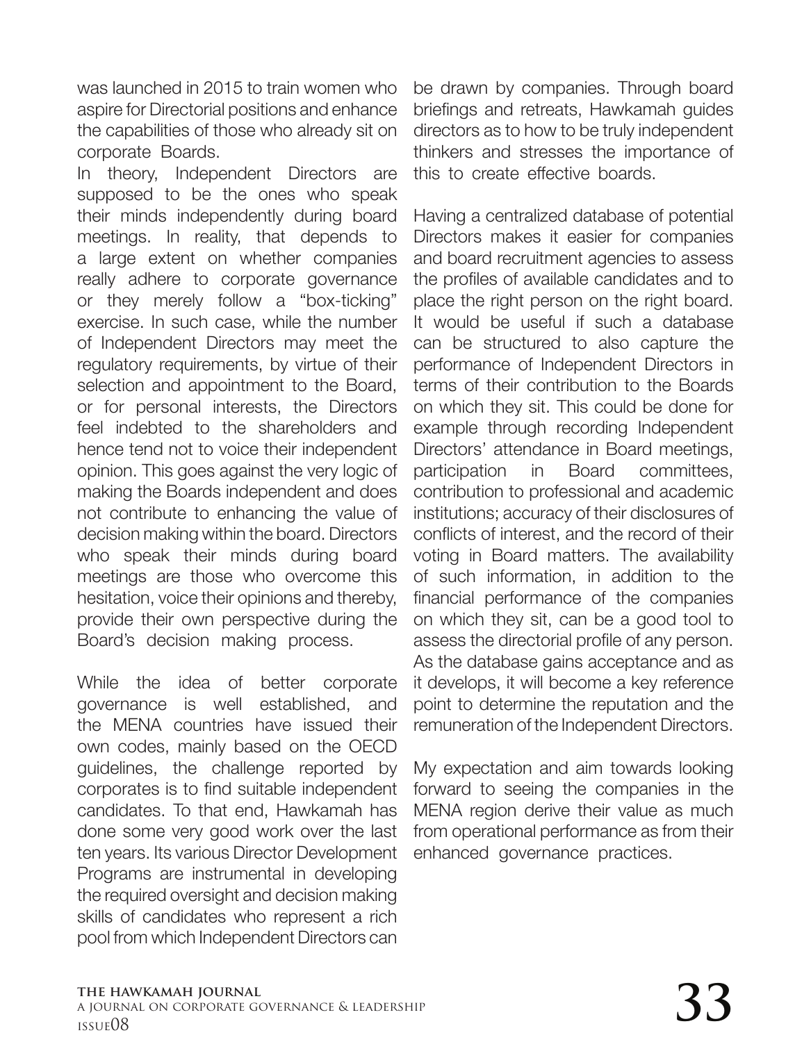was launched in 2015 to train women who aspire for Directorial positions and enhance the capabilities of those who already sit on corporate Boards.

In theory, Independent Directors are supposed to be the ones who speak their minds independently during board meetings. In reality, that depends to a large extent on whether companies really adhere to corporate governance or they merely follow a "box-ticking" exercise. In such case, while the number of Independent Directors may meet the regulatory requirements, by virtue of their selection and appointment to the Board, or for personal interests, the Directors feel indebted to the shareholders and hence tend not to voice their independent opinion. This goes against the very logic of making the Boards independent and does not contribute to enhancing the value of decision making within the board. Directors who speak their minds during board meetings are those who overcome this hesitation, voice their opinions and thereby, provide their own perspective during the Board's decision making process.

While the idea of better corporate governance is well established, and the MENA countries have issued their own codes, mainly based on the OECD guidelines, the challenge reported by corporates is to find suitable independent candidates. To that end, Hawkamah has done some very good work over the last ten years. Its various Director Development Programs are instrumental in developing the required oversight and decision making skills of candidates who represent a rich pool from which Independent Directors can be drawn by companies. Through board briefings and retreats, Hawkamah guides directors as to how to be truly independent thinkers and stresses the importance of this to create effective boards.

Having a centralized database of potential Directors makes it easier for companies and board recruitment agencies to assess the profiles of available candidates and to place the right person on the right board. It would be useful if such a database can be structured to also capture the performance of Independent Directors in terms of their contribution to the Boards on which they sit. This could be done for example through recording Independent Directors' attendance in Board meetings, participation in Board committees, contribution to professional and academic institutions; accuracy of their disclosures of conflicts of interest, and the record of their voting in Board matters. The availability of such information, in addition to the financial performance of the companies on which they sit, can be a good tool to assess the directorial profile of any person. As the database gains acceptance and as it develops, it will become a key reference point to determine the reputation and the remuneration of the Independent Directors.

My expectation and aim towards looking forward to seeing the companies in the MENA region derive their value as much from operational performance as from their enhanced governance practices.